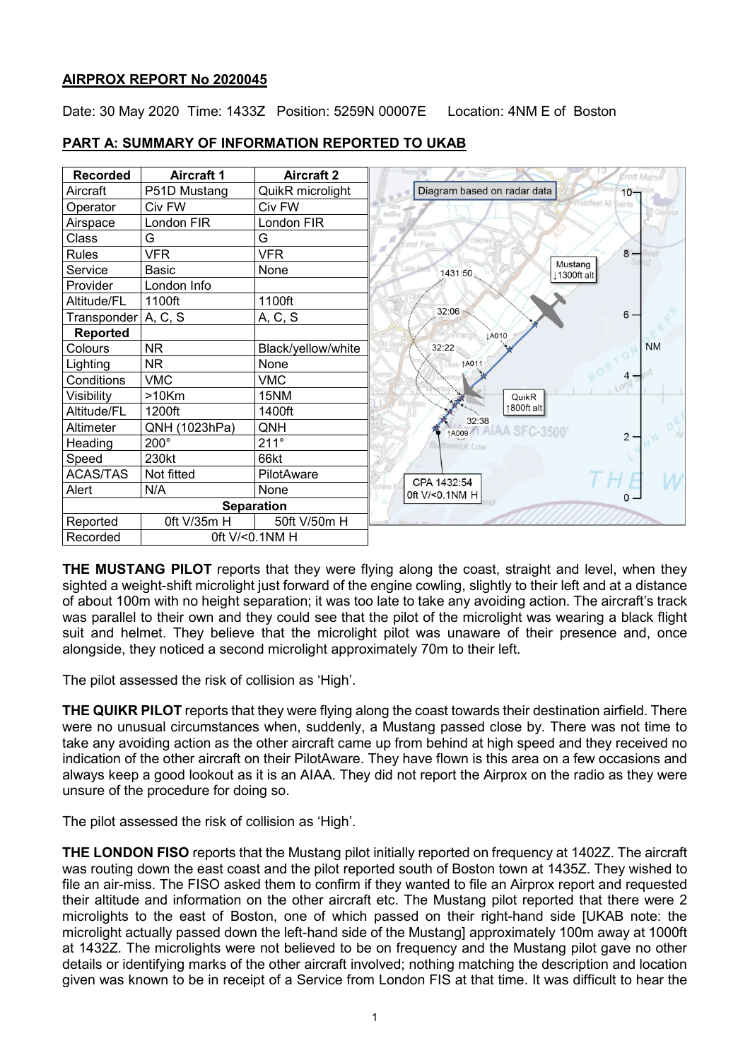**AIRPROX REPORT No 2020045**

Date: 30 May 2020 Time: 1433Z Position: 5259N 00007E Location: 4NM E of Boston

**PART A: SUMMARY OF INFORMATION REPORTED TO UKAB**

| Recorded | Aircraft 1 | Aircraft 2 |
|---|---|---|
| Aircraft | P51D Mustang | QuikR microlight |
| Operator | Civ FW | Civ FW |
| Airspace | London FIR | London FIR |
| Class | G | G |
| Rules | VFR | VFR |
| Service | Basic | None |
| Provider | London Info | |
| Altitude/FL | 1100ft | 1100ft |
| Transponder | A, C, S | A, C, S |
| **Reported** | | |
| Colours | NR | Black/yellow/white |
| Lighting | NR | None |
| Conditions | VMC | VMC |
| Visibility | >10Km | 15NM |
| Altitude/FL | 1200ft | 1400ft |
| Altimeter | QNH (1023hPa) | QNH |
| Heading | 200° | 211° |
| Speed | 230kt | 66kt |
| ACAS/TAS | Not fitted | PilotAware |
| Alert | N/A | None |
| **Separation** | | |
| Reported | 0ft V/35m H | 50ft V/50m H |
| Recorded | 0ft V/<0.1NM H | |

Diagram based on radar data

Mustang ↓1300ft alt

QuikR ↑800ft alt

CPA 1432:54 0ft V/<0.1NM H

**THE MUSTANG PILOT** reports that they were flying along the coast, straight and level, when they sighted a weight-shift microlight just forward of the engine cowling, slightly to their left and at a distance of about 100m with no height separation; it was too late to take any avoiding action. The aircraft's track was parallel to their own and they could see that the pilot of the microlight was wearing a black flight suit and helmet. They believe that the microlight pilot was unaware of their presence and, once alongside, they noticed a second microlight approximately 70m to their left.

The pilot assessed the risk of collision as 'High'.

**THE QUIKR PILOT** reports that they were flying along the coast towards their destination airfield. There were no unusual circumstances when, suddenly, a Mustang passed close by. There was not time to take any avoiding action as the other aircraft came up from behind at high speed and they received no indication of the other aircraft on their PilotAware. They have flown is this area on a few occasions and always keep a good lookout as it is an AIAA. They did not report the Airprox on the radio as they were unsure of the procedure for doing so.

The pilot assessed the risk of collision as 'High'.

**THE LONDON FISO** reports that the Mustang pilot initially reported on frequency at 1402Z. The aircraft was routing down the east coast and the pilot reported south of Boston town at 1435Z. They wished to file an air-miss. The FISO asked them to confirm if they wanted to file an Airprox report and requested their altitude and information on the other aircraft etc. The Mustang pilot reported that there were 2 microlights to the east of Boston, one of which passed on their right-hand side [UKAB note: the microlight actually passed down the left-hand side of the Mustang] approximately 100m away at 1000ft at 1432Z. The microlights were not believed to be on frequency and the Mustang pilot gave no other details or identifying marks of the other aircraft involved; nothing matching the description and location given was known to be in receipt of a Service from London FIS at that time. It was difficult to hear the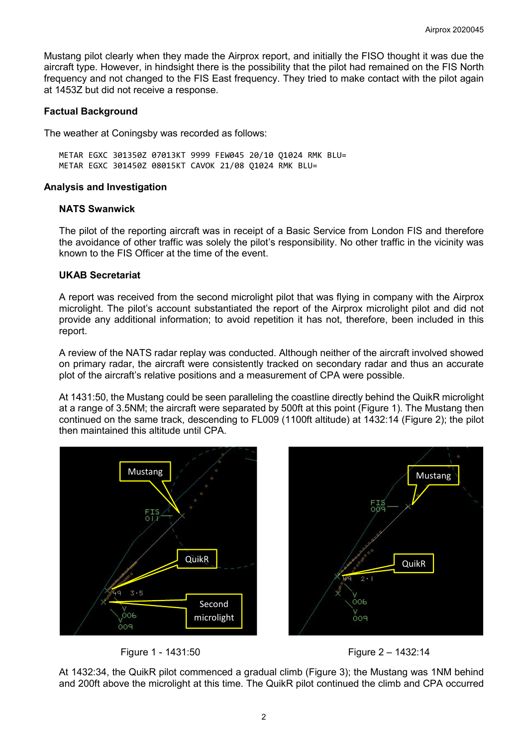Mustang pilot clearly when they made the Airprox report, and initially the FISO thought it was due the aircraft type. However, in hindsight there is the possibility that the pilot had remained on the FIS North frequency and not changed to the FIS East frequency. They tried to make contact with the pilot again at 1453Z but did not receive a response.

## Factual Background

The weather at Coningsby was recorded as follows:

```
METAR EGXC 301350Z 07013KT 9999 FEW045 20/10 Q1024 RMK BLU=
METAR EGXC 301450Z 08015KT CAVOK 21/08 Q1024 RMK BLU=
```

## Analysis and Investigation

### NATS Swanwick

The pilot of the reporting aircraft was in receipt of a Basic Service from London FIS and therefore the avoidance of other traffic was solely the pilot's responsibility. No other traffic in the vicinity was known to the FIS Officer at the time of the event.

### UKAB Secretariat

A report was received from the second microlight pilot that was flying in company with the Airprox microlight. The pilot's account substantiated the report of the Airprox microlight pilot and did not provide any additional information; to avoid repetition it has not, therefore, been included in this report.

A review of the NATS radar replay was conducted. Although neither of the aircraft involved showed on primary radar, the aircraft were consistently tracked on secondary radar and thus an accurate plot of the aircraft's relative positions and a measurement of CPA were possible.

At 1431:50, the Mustang could be seen paralleling the coastline directly behind the QuikR microlight at a range of 3.5NM; the aircraft were separated by 500ft at this point (Figure 1). The Mustang then continued on the same track, descending to FL009 (1100ft altitude) at 1432:14 (Figure 2); the pilot then maintained this altitude until CPA.

Figure 1 - 1431:50

Figure 2 – 1432:14

At 1432:34, the QuikR pilot commenced a gradual climb (Figure 3); the Mustang was 1NM behind and 200ft above the microlight at this time. The QuikR pilot continued the climb and CPA occurred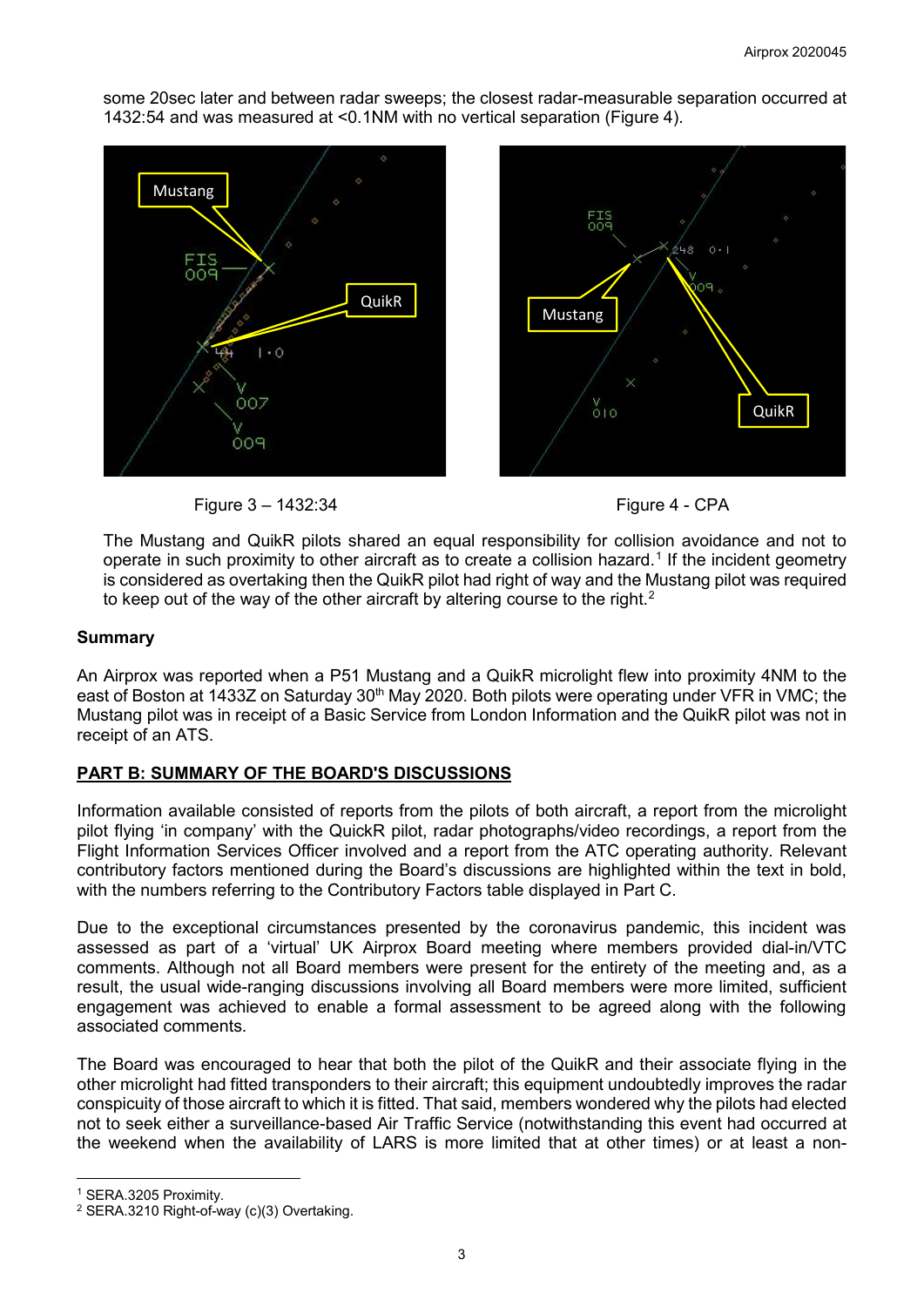some 20sec later and between radar sweeps; the closest radar-measurable separation occurred at 1432:54 and was measured at <0.1NM with no vertical separation (Figure 4).

Figure 3 – 1432:34

Figure 4 - CPA

The Mustang and QuikR pilots shared an equal responsibility for collision avoidance and not to operate in such proximity to other aircraft as to create a collision hazard.[1] If the incident geometry is considered as overtaking then the QuikR pilot had right of way and the Mustang pilot was required to keep out of the way of the other aircraft by altering course to the right.[2]

## Summary

An Airprox was reported when a P51 Mustang and a QuikR microlight flew into proximity 4NM to the east of Boston at 1433Z on Saturday 30th May 2020. Both pilots were operating under VFR in VMC; the Mustang pilot was in receipt of a Basic Service from London Information and the QuikR pilot was not in receipt of an ATS.

## PART B: SUMMARY OF THE BOARD'S DISCUSSIONS

Information available consisted of reports from the pilots of both aircraft, a report from the microlight pilot flying 'in company' with the QuickR pilot, radar photographs/video recordings, a report from the Flight Information Services Officer involved and a report from the ATC operating authority. Relevant contributory factors mentioned during the Board's discussions are highlighted within the text in bold, with the numbers referring to the Contributory Factors table displayed in Part C.

Due to the exceptional circumstances presented by the coronavirus pandemic, this incident was assessed as part of a 'virtual' UK Airprox Board meeting where members provided dial-in/VTC comments. Although not all Board members were present for the entirety of the meeting and, as a result, the usual wide-ranging discussions involving all Board members were more limited, sufficient engagement was achieved to enable a formal assessment to be agreed along with the following associated comments.

The Board was encouraged to hear that both the pilot of the QuikR and their associate flying in the other microlight had fitted transponders to their aircraft; this equipment undoubtedly improves the radar conspicuity of those aircraft to which it is fitted. That said, members wondered why the pilots had elected not to seek either a surveillance-based Air Traffic Service (notwithstanding this event had occurred at the weekend when the availability of LARS is more limited that at other times) or at least a non-

[1] SERA.3205 Proximity.

[2] SERA.3210 Right-of-way (c)(3) Overtaking.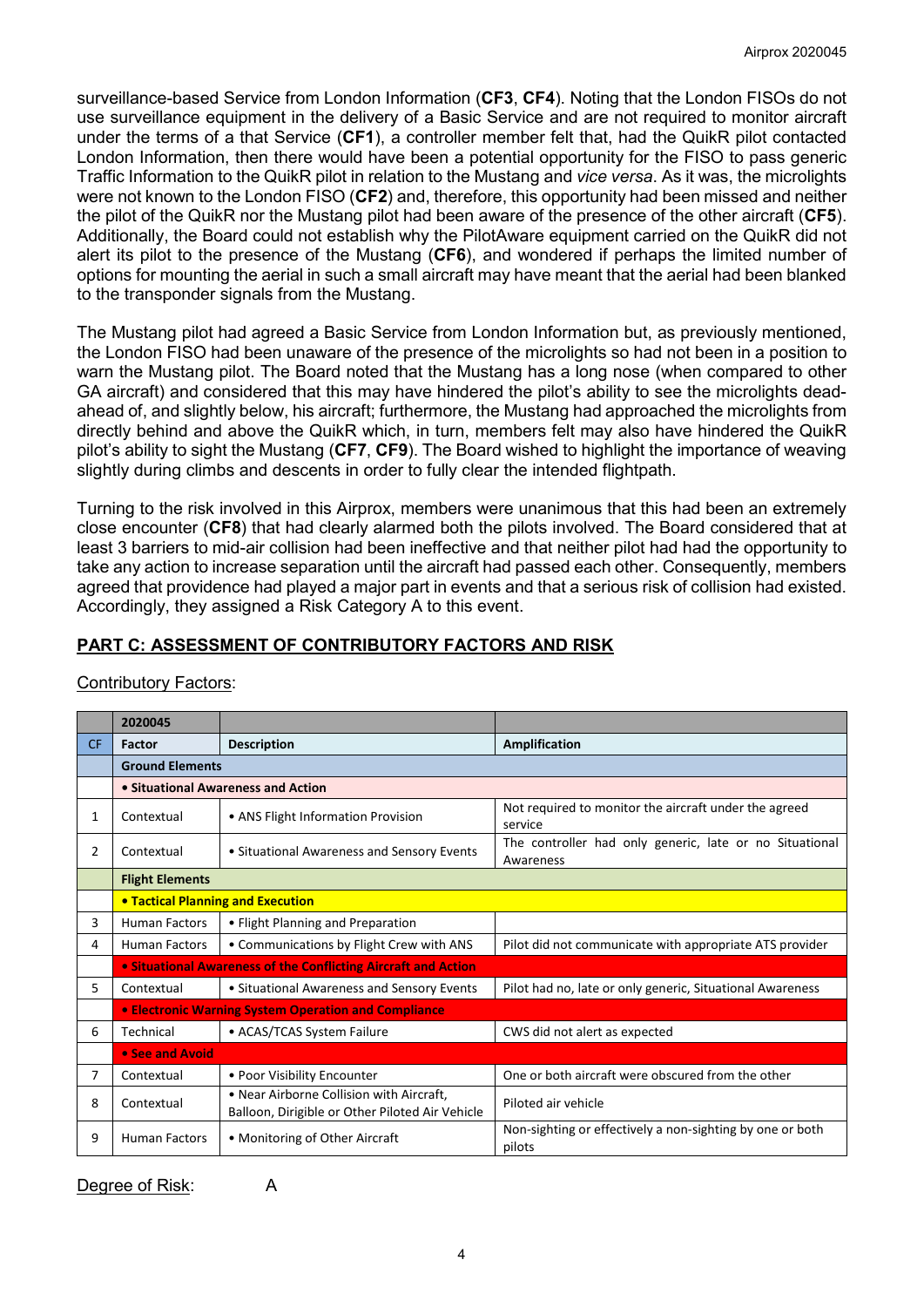surveillance-based Service from London Information (**CF3**, **CF4**). Noting that the London FISOs do not use surveillance equipment in the delivery of a Basic Service and are not required to monitor aircraft under the terms of a that Service (**CF1**), a controller member felt that, had the QuikR pilot contacted London Information, then there would have been a potential opportunity for the FISO to pass generic Traffic Information to the QuikR pilot in relation to the Mustang and *vice versa*. As it was, the microlights were not known to the London FISO (**CF2**) and, therefore, this opportunity had been missed and neither the pilot of the QuikR nor the Mustang pilot had been aware of the presence of the other aircraft (**CF5**). Additionally, the Board could not establish why the PilotAware equipment carried on the QuikR did not alert its pilot to the presence of the Mustang (**CF6**), and wondered if perhaps the limited number of options for mounting the aerial in such a small aircraft may have meant that the aerial had been blanked to the transponder signals from the Mustang.

The Mustang pilot had agreed a Basic Service from London Information but, as previously mentioned, the London FISO had been unaware of the presence of the microlights so had not been in a position to warn the Mustang pilot. The Board noted that the Mustang has a long nose (when compared to other GA aircraft) and considered that this may have hindered the pilot's ability to see the microlights dead-ahead of, and slightly below, his aircraft; furthermore, the Mustang had approached the microlights from directly behind and above the QuikR which, in turn, members felt may also have hindered the QuikR pilot's ability to sight the Mustang (**CF7**, **CF9**). The Board wished to highlight the importance of weaving slightly during climbs and descents in order to fully clear the intended flightpath.

Turning to the risk involved in this Airprox, members were unanimous that this had been an extremely close encounter (**CF8**) that had clearly alarmed both the pilots involved. The Board considered that at least 3 barriers to mid-air collision had been ineffective and that neither pilot had had the opportunity to take any action to increase separation until the aircraft had passed each other. Consequently, members agreed that providence had played a major part in events and that a serious risk of collision had existed. Accordingly, they assigned a Risk Category A to this event.

## PART C: ASSESSMENT OF CONTRIBUTORY FACTORS AND RISK

Contributory Factors:

| | 2020045 | | |
|---|---|---|---|
| CF | Factor | Description | Amplification |
| | **Ground Elements** | | |
| | **• Situational Awareness and Action** | | |
| 1 | Contextual | • ANS Flight Information Provision | Not required to monitor the aircraft under the agreed service |
| 2 | Contextual | • Situational Awareness and Sensory Events | The controller had only generic, late or no Situational Awareness |
| | **Flight Elements** | | |
| | **• Tactical Planning and Execution** | | |
| 3 | Human Factors | • Flight Planning and Preparation | |
| 4 | Human Factors | • Communications by Flight Crew with ANS | Pilot did not communicate with appropriate ATS provider |
| | **• Situational Awareness of the Conflicting Aircraft and Action** | | |
| 5 | Contextual | • Situational Awareness and Sensory Events | Pilot had no, late or only generic, Situational Awareness |
| | **• Electronic Warning System Operation and Compliance** | | |
| 6 | Technical | • ACAS/TCAS System Failure | CWS did not alert as expected |
| | **• See and Avoid** | | |
| 7 | Contextual | • Poor Visibility Encounter | One or both aircraft were obscured from the other |
| 8 | Contextual | • Near Airborne Collision with Aircraft, Balloon, Dirigible or Other Piloted Air Vehicle | Piloted air vehicle |
| 9 | Human Factors | • Monitoring of Other Aircraft | Non-sighting or effectively a non-sighting by one or both pilots |

Degree of Risk: A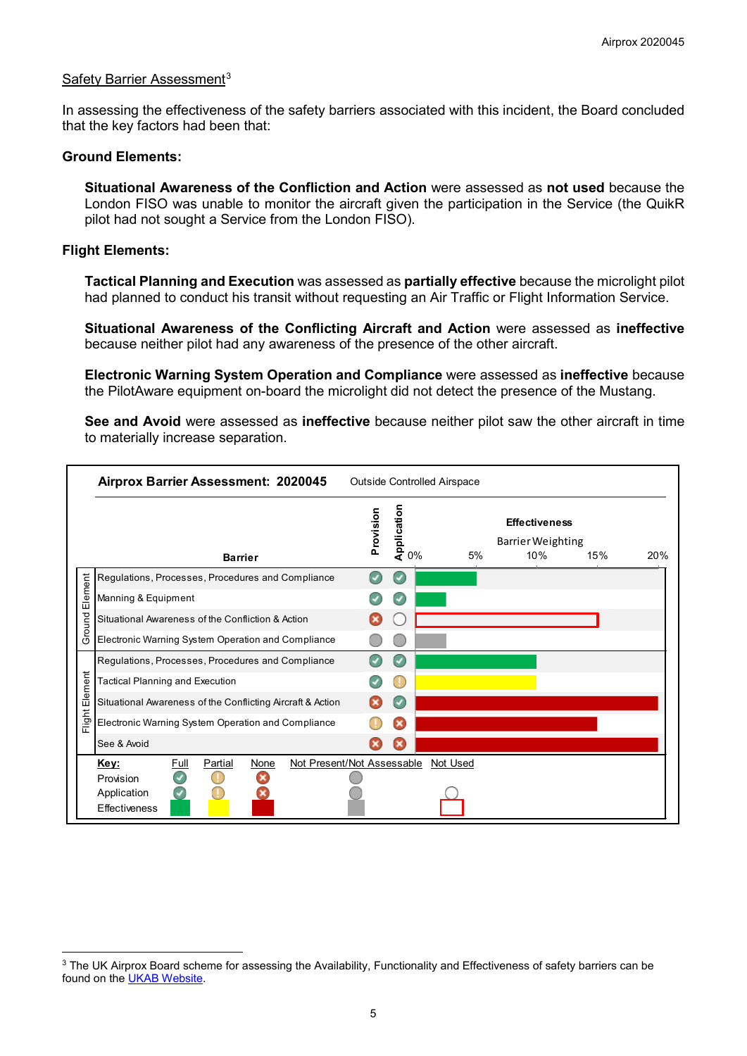## Safety Barrier Assessment[3]

In assessing the effectiveness of the safety barriers associated with this incident, the Board concluded that the key factors had been that:

**Ground Elements:**

**Situational Awareness of the Confliction and Action** were assessed as **not used** because the London FISO was unable to monitor the aircraft given the participation in the Service (the QuikR pilot had not sought a Service from the London FISO).

**Flight Elements:**

**Tactical Planning and Execution** was assessed as **partially effective** because the microlight pilot had planned to conduct his transit without requesting an Air Traffic or Flight Information Service.

**Situational Awareness of the Conflicting Aircraft and Action** were assessed as **ineffective** because neither pilot had any awareness of the presence of the other aircraft.

**Electronic Warning System Operation and Compliance** were assessed as **ineffective** because the PilotAware equipment on-board the microlight did not detect the presence of the Mustang.

**See and Avoid** were assessed as **ineffective** because neither pilot saw the other aircraft in time to materially increase separation.

**Airprox Barrier Assessment: 2020045**

Outside Controlled Airspace

Barrier

Provision

Application

Effectiveness

Barrier Weighting

0%
5%
10%
15%
20%

Ground Element

Regulations, Processes, Procedures and Compliance

Manning & Equipment

Situational Awareness of the Confliction & Action

Electronic Warning System Operation and Compliance

Flight Element

Regulations, Processes, Procedures and Compliance

Tactical Planning and Execution

Situational Awareness of the Conflicting Aircraft & Action

Electronic Warning System Operation and Compliance

See & Avoid

Key:
Full
Partial
None
Not Present/Not Assessable
Not Used

Provision

Application

Effectiveness

---

[3] The UK Airprox Board scheme for assessing the Availability, Functionality and Effectiveness of safety barriers can be found on the [UKAB Website](UKAB Website).